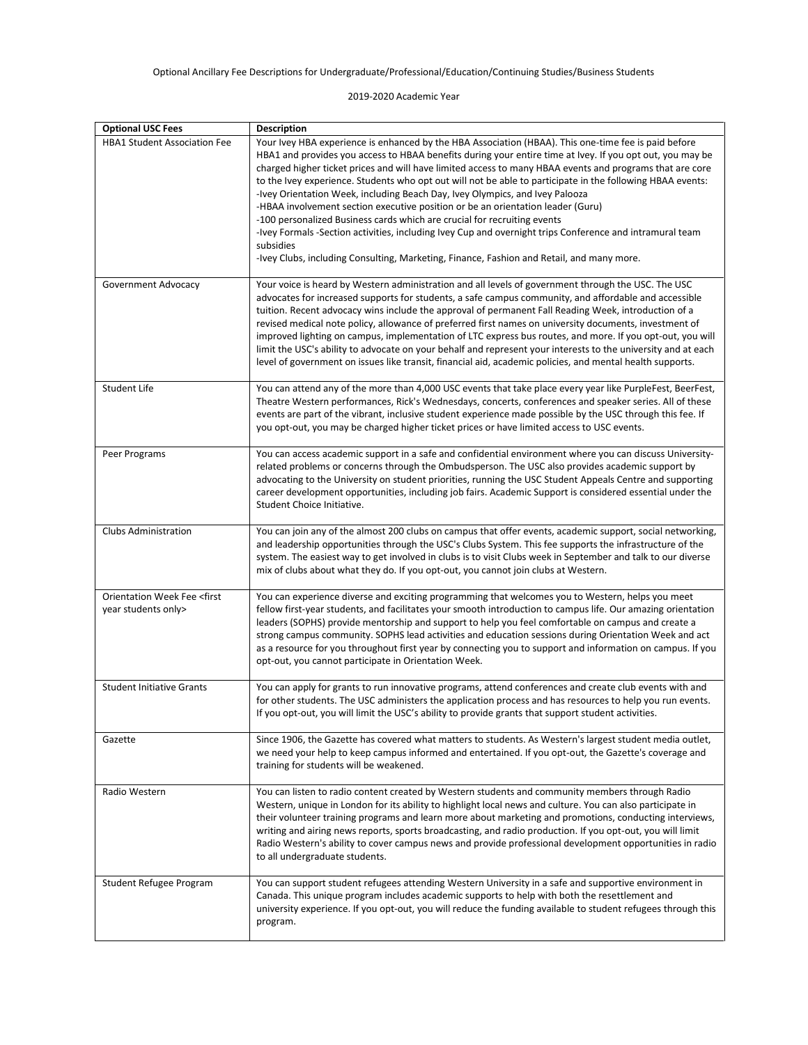Optional Ancillary Fee Descriptions for Undergraduate/Professional/Education/Continuing Studies/Business Students

2019-2020 Academic Year

| **Optional USC Fees** | **Description** |
|---|---|
| HBA1 Student Association Fee | Your Ivey HBA experience is enhanced by the HBA Association (HBAA). This one-time fee is paid before HBA1 and provides you access to HBAA benefits during your entire time at Ivey. If you opt out, you may be charged higher ticket prices and will have limited access to many HBAA events and programs that are core to the Ivey experience. Students who opt out will not be able to participate in the following HBAA events:<br>-Ivey Orientation Week, including Beach Day, Ivey Olympics, and Ivey Palooza<br>-HBAA involvement section executive position or be an orientation leader (Guru)<br>-100 personalized Business cards which are crucial for recruiting events<br>-Ivey Formals -Section activities, including Ivey Cup and overnight trips Conference and intramural team subsidies<br>-Ivey Clubs, including Consulting, Marketing, Finance, Fashion and Retail, and many more. |
| Government Advocacy | Your voice is heard by Western administration and all levels of government through the USC. The USC advocates for increased supports for students, a safe campus community, and affordable and accessible tuition. Recent advocacy wins include the approval of permanent Fall Reading Week, introduction of a revised medical note policy, allowance of preferred first names on university documents, investment of improved lighting on campus, implementation of LTC express bus routes, and more. If you opt-out, you will limit the USC's ability to advocate on your behalf and represent your interests to the university and at each level of government on issues like transit, financial aid, academic policies, and mental health supports. |
| Student Life | You can attend any of the more than 4,000 USC events that take place every year like PurpleFest, BeerFest, Theatre Western performances, Rick's Wednesdays, concerts, conferences and speaker series. All of these events are part of the vibrant, inclusive student experience made possible by the USC through this fee. If you opt-out, you may be charged higher ticket prices or have limited access to USC events. |
| Peer Programs | You can access academic support in a safe and confidential environment where you can discuss University-related problems or concerns through the Ombudsperson. The USC also provides academic support by advocating to the University on student priorities, running the USC Student Appeals Centre and supporting career development opportunities, including job fairs. Academic Support is considered essential under the Student Choice Initiative. |
| Clubs Administration | You can join any of the almost 200 clubs on campus that offer events, academic support, social networking, and leadership opportunities through the USC's Clubs System. This fee supports the infrastructure of the system. The easiest way to get involved in clubs is to visit Clubs week in September and talk to our diverse mix of clubs about what they do. If you opt-out, you cannot join clubs at Western. |
| Orientation Week Fee <first year students only> | You can experience diverse and exciting programming that welcomes you to Western, helps you meet fellow first-year students, and facilitates your smooth introduction to campus life. Our amazing orientation leaders (SOPHS) provide mentorship and support to help you feel comfortable on campus and create a strong campus community. SOPHS lead activities and education sessions during Orientation Week and act as a resource for you throughout first year by connecting you to support and information on campus. If you opt-out, you cannot participate in Orientation Week. |
| Student Initiative Grants | You can apply for grants to run innovative programs, attend conferences and create club events with and for other students. The USC administers the application process and has resources to help you run events. If you opt-out, you will limit the USC's ability to provide grants that support student activities. |
| Gazette | Since 1906, the Gazette has covered what matters to students. As Western's largest student media outlet, we need your help to keep campus informed and entertained. If you opt-out, the Gazette's coverage and training for students will be weakened. |
| Radio Western | You can listen to radio content created by Western students and community members through Radio Western, unique in London for its ability to highlight local news and culture. You can also participate in their volunteer training programs and learn more about marketing and promotions, conducting interviews, writing and airing news reports, sports broadcasting, and radio production. If you opt-out, you will limit Radio Western's ability to cover campus news and provide professional development opportunities in radio to all undergraduate students. |
| Student Refugee Program | You can support student refugees attending Western University in a safe and supportive environment in Canada. This unique program includes academic supports to help with both the resettlement and university experience. If you opt-out, you will reduce the funding available to student refugees through this program. |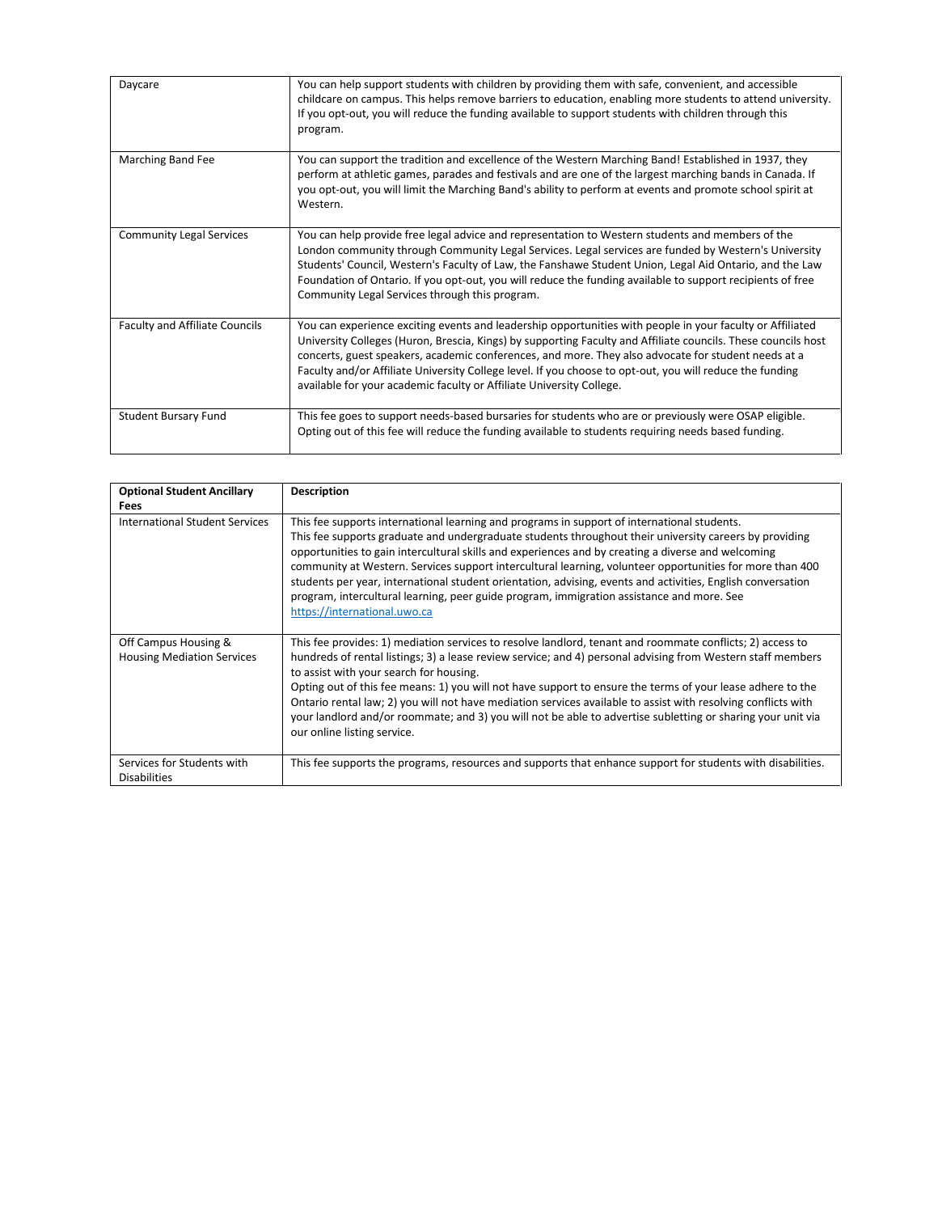| | |
|---|---|
| Daycare | You can help support students with children by providing them with safe, convenient, and accessible childcare on campus. This helps remove barriers to education, enabling more students to attend university. If you opt-out, you will reduce the funding available to support students with children through this program. |
| Marching Band Fee | You can support the tradition and excellence of the Western Marching Band! Established in 1937, they perform at athletic games, parades and festivals and are one of the largest marching bands in Canada. If you opt-out, you will limit the Marching Band's ability to perform at events and promote school spirit at Western. |
| Community Legal Services | You can help provide free legal advice and representation to Western students and members of the London community through Community Legal Services. Legal services are funded by Western's University Students' Council, Western's Faculty of Law, the Fanshawe Student Union, Legal Aid Ontario, and the Law Foundation of Ontario. If you opt-out, you will reduce the funding available to support recipients of free Community Legal Services through this program. |
| Faculty and Affiliate Councils | You can experience exciting events and leadership opportunities with people in your faculty or Affiliated University Colleges (Huron, Brescia, Kings) by supporting Faculty and Affiliate councils. These councils host concerts, guest speakers, academic conferences, and more. They also advocate for student needs at a Faculty and/or Affiliate University College level. If you choose to opt-out, you will reduce the funding available for your academic faculty or Affiliate University College. |
| Student Bursary Fund | This fee goes to support needs-based bursaries for students who are or previously were OSAP eligible. Opting out of this fee will reduce the funding available to students requiring needs based funding. |

| **Optional Student Ancillary Fees** | **Description** |
|---|---|
| International Student Services | This fee supports international learning and programs in support of international students. This fee supports graduate and undergraduate students throughout their university careers by providing opportunities to gain intercultural skills and experiences and by creating a diverse and welcoming community at Western. Services support intercultural learning, volunteer opportunities for more than 400 students per year, international student orientation, advising, events and activities, English conversation program, intercultural learning, peer guide program, immigration assistance and more. See https://international.uwo.ca |
| Off Campus Housing & Housing Mediation Services | This fee provides: 1) mediation services to resolve landlord, tenant and roommate conflicts; 2) access to hundreds of rental listings; 3) a lease review service; and 4) personal advising from Western staff members to assist with your search for housing.<br>Opting out of this fee means: 1) you will not have support to ensure the terms of your lease adhere to the Ontario rental law; 2) you will not have mediation services available to assist with resolving conflicts with your landlord and/or roommate; and 3) you will not be able to advertise subletting or sharing your unit via our online listing service. |
| Services for Students with Disabilities | This fee supports the programs, resources and supports that enhance support for students with disabilities. |